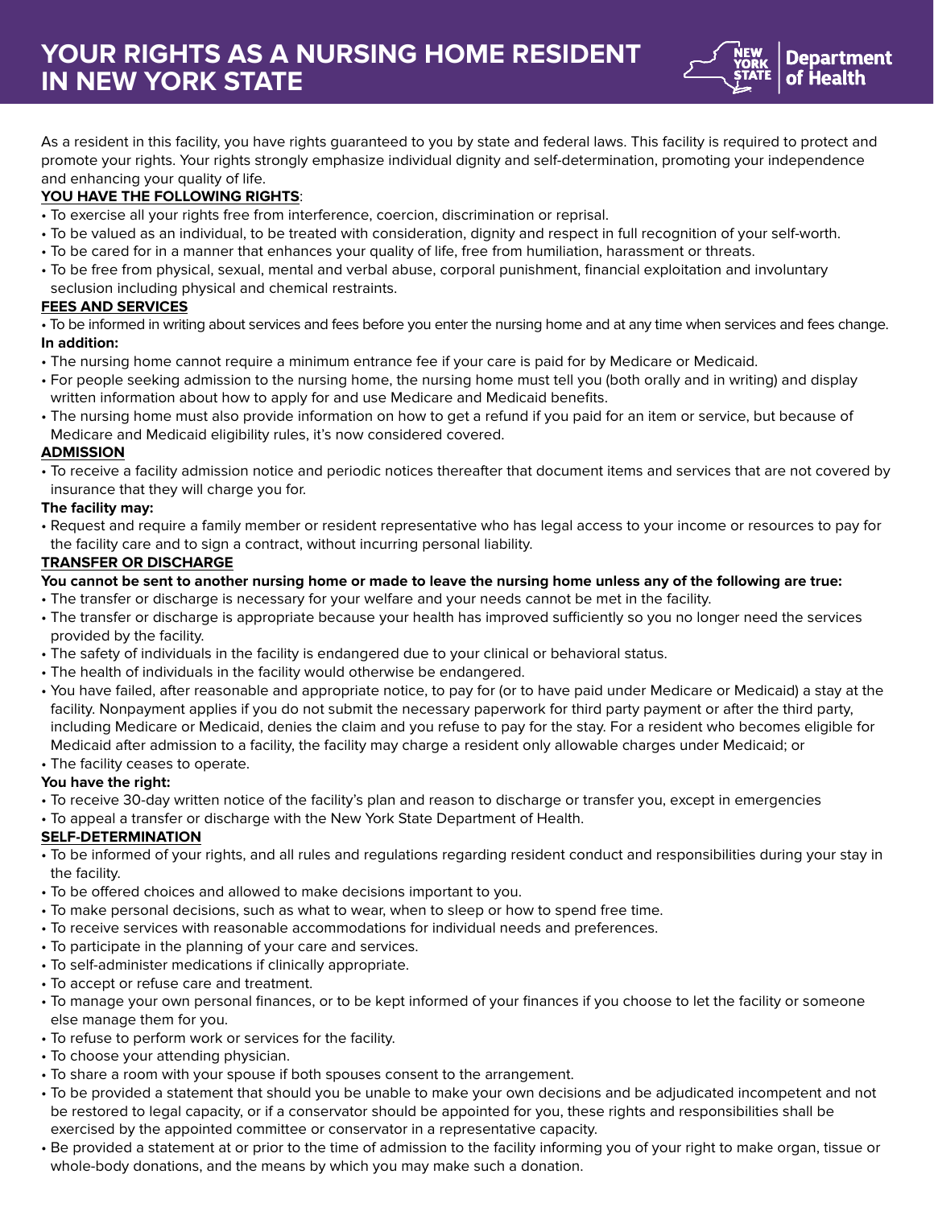# YOUR RIGHTS AS A NURSING HOME RESIDENT IN NEW YORK STATE

As a resident in this facility, you have rights guaranteed to you by state and federal laws. This facility is required to protect and promote your rights. Your rights strongly emphasize individual dignity and self-determination, promoting your independence and enhancing your quality of life.

**YOU HAVE THE FOLLOWING RIGHTS**:

- To exercise all your rights free from interference, coercion, discrimination or reprisal.
- To be valued as an individual, to be treated with consideration, dignity and respect in full recognition of your self-worth.
- To be cared for in a manner that enhances your quality of life, free from humiliation, harassment or threats.
- To be free from physical, sexual, mental and verbal abuse, corporal punishment, financial exploitation and involuntary seclusion including physical and chemical restraints.

## FEES AND SERVICES

- To be informed in writing about services and fees before you enter the nursing home and at any time when services and fees change.

**In addition:**

- The nursing home cannot require a minimum entrance fee if your care is paid for by Medicare or Medicaid.
- For people seeking admission to the nursing home, the nursing home must tell you (both orally and in writing) and display written information about how to apply for and use Medicare and Medicaid benefits.
- The nursing home must also provide information on how to get a refund if you paid for an item or service, but because of Medicare and Medicaid eligibility rules, it's now considered covered.

## ADMISSION

- To receive a facility admission notice and periodic notices thereafter that document items and services that are not covered by insurance that they will charge you for.

**The facility may:**

- Request and require a family member or resident representative who has legal access to your income or resources to pay for the facility care and to sign a contract, without incurring personal liability.

## TRANSFER OR DISCHARGE

**You cannot be sent to another nursing home or made to leave the nursing home unless any of the following are true:**

- The transfer or discharge is necessary for your welfare and your needs cannot be met in the facility.
- The transfer or discharge is appropriate because your health has improved sufficiently so you no longer need the services provided by the facility.
- The safety of individuals in the facility is endangered due to your clinical or behavioral status.
- The health of individuals in the facility would otherwise be endangered.
- You have failed, after reasonable and appropriate notice, to pay for (or to have paid under Medicare or Medicaid) a stay at the facility. Nonpayment applies if you do not submit the necessary paperwork for third party payment or after the third party, including Medicare or Medicaid, denies the claim and you refuse to pay for the stay. For a resident who becomes eligible for Medicaid after admission to a facility, the facility may charge a resident only allowable charges under Medicaid; or
- The facility ceases to operate.

**You have the right:**

- To receive 30-day written notice of the facility's plan and reason to discharge or transfer you, except in emergencies
- To appeal a transfer or discharge with the New York State Department of Health.

## SELF-DETERMINATION

- To be informed of your rights, and all rules and regulations regarding resident conduct and responsibilities during your stay in the facility.
- To be offered choices and allowed to make decisions important to you.
- To make personal decisions, such as what to wear, when to sleep or how to spend free time.
- To receive services with reasonable accommodations for individual needs and preferences.
- To participate in the planning of your care and services.
- To self-administer medications if clinically appropriate.
- To accept or refuse care and treatment.
- To manage your own personal finances, or to be kept informed of your finances if you choose to let the facility or someone else manage them for you.
- To refuse to perform work or services for the facility.
- To choose your attending physician.
- To share a room with your spouse if both spouses consent to the arrangement.
- To be provided a statement that should you be unable to make your own decisions and be adjudicated incompetent and not be restored to legal capacity, or if a conservator should be appointed for you, these rights and responsibilities shall be exercised by the appointed committee or conservator in a representative capacity.
- Be provided a statement at or prior to the time of admission to the facility informing you of your right to make organ, tissue or whole-body donations, and the means by which you may make such a donation.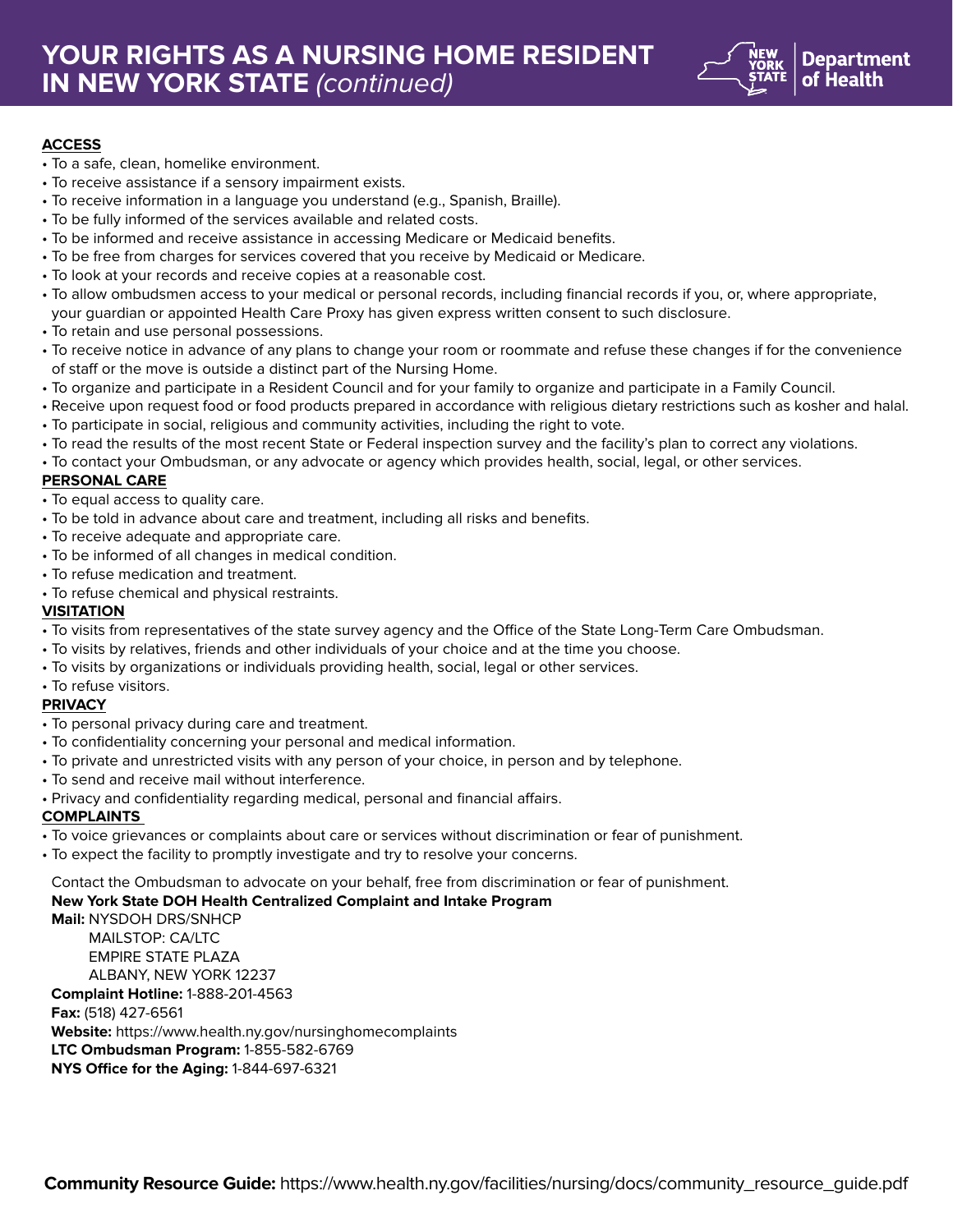# YOUR RIGHTS AS A NURSING HOME RESIDENT IN NEW YORK STATE *(continued)*

**ACCESS**

- To a safe, clean, homelike environment.
- To receive assistance if a sensory impairment exists.
- To receive information in a language you understand (e.g., Spanish, Braille).
- To be fully informed of the services available and related costs.
- To be informed and receive assistance in accessing Medicare or Medicaid benefits.
- To be free from charges for services covered that you receive by Medicaid or Medicare.
- To look at your records and receive copies at a reasonable cost.
- To allow ombudsmen access to your medical or personal records, including financial records if you, or, where appropriate, your guardian or appointed Health Care Proxy has given express written consent to such disclosure.
- To retain and use personal possessions.
- To receive notice in advance of any plans to change your room or roommate and refuse these changes if for the convenience of staff or the move is outside a distinct part of the Nursing Home.
- To organize and participate in a Resident Council and for your family to organize and participate in a Family Council.
- Receive upon request food or food products prepared in accordance with religious dietary restrictions such as kosher and halal.
- To participate in social, religious and community activities, including the right to vote.
- To read the results of the most recent State or Federal inspection survey and the facility's plan to correct any violations.
- To contact your Ombudsman, or any advocate or agency which provides health, social, legal, or other services.

**PERSONAL CARE**

- To equal access to quality care.
- To be told in advance about care and treatment, including all risks and benefits.
- To receive adequate and appropriate care.
- To be informed of all changes in medical condition.
- To refuse medication and treatment.
- To refuse chemical and physical restraints.

**VISITATION**

- To visits from representatives of the state survey agency and the Office of the State Long-Term Care Ombudsman.
- To visits by relatives, friends and other individuals of your choice and at the time you choose.
- To visits by organizations or individuals providing health, social, legal or other services.
- To refuse visitors.

**PRIVACY**

- To personal privacy during care and treatment.
- To confidentiality concerning your personal and medical information.
- To private and unrestricted visits with any person of your choice, in person and by telephone.
- To send and receive mail without interference.
- Privacy and confidentiality regarding medical, personal and financial affairs.

**COMPLAINTS**

- To voice grievances or complaints about care or services without discrimination or fear of punishment.
- To expect the facility to promptly investigate and try to resolve your concerns.

Contact the Ombudsman to advocate on your behalf, free from discrimination or fear of punishment.

**New York State DOH Health Centralized Complaint and Intake Program**

**Mail:** NYSDOH DRS/SNHCP
MAILSTOP: CA/LTC
EMPIRE STATE PLAZA
ALBANY, NEW YORK 12237

**Complaint Hotline:** 1-888-201-4563

**Fax:** (518) 427-6561

**Website:** https://www.health.ny.gov/nursinghomecomplaints

**LTC Ombudsman Program:** 1-855-582-6769

**NYS Office for the Aging:** 1-844-697-6321

**Community Resource Guide:** https://www.health.ny.gov/facilities/nursing/docs/community_resource_guide.pdf